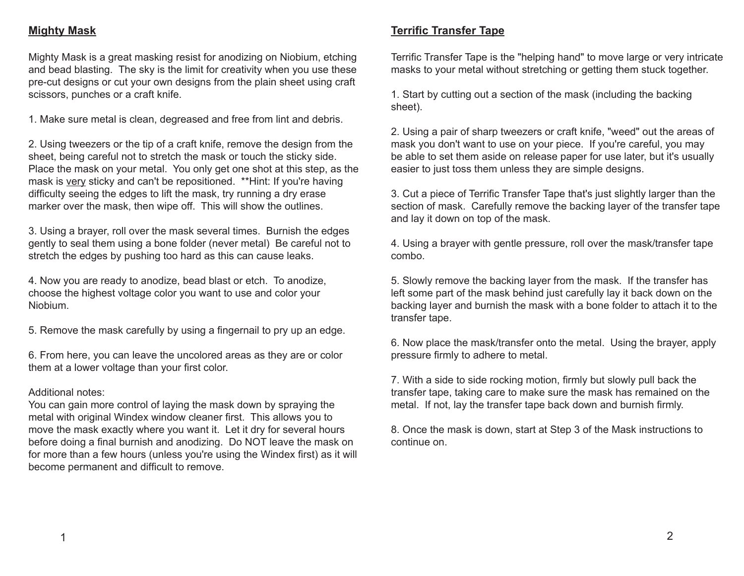## Mighty Mask

Mighty Mask is a great masking resist for anodizing on Niobium, etching and bead blasting. The sky is the limit for creativity when you use these pre-cut designs or cut your own designs from the plain sheet using craft scissors, punches or a craft knife.

1. Make sure metal is clean, degreased and free from lint and debris.

2. Using tweezers or the tip of a craft knife, remove the design from the sheet, being careful not to stretch the mask or touch the sticky side. Place the mask on your metal. You only get one shot at this step, as the mask is <u>very</u> sticky and can't be repositioned. **Hint: If you're having difficulty seeing the edges to lift the mask, try running a dry erase marker over the mask, then wipe off. This will show the outlines.

3. Using a brayer, roll over the mask several times. Burnish the edges gently to seal them using a bone folder (never metal) Be careful not to stretch the edges by pushing too hard as this can cause leaks.

4. Now you are ready to anodize, bead blast or etch. To anodize, choose the highest voltage color you want to use and color your Niobium.

5. Remove the mask carefully by using a fingernail to pry up an edge.

6. From here, you can leave the uncolored areas as they are or color them at a lower voltage than your first color.

Additional notes:
You can gain more control of laying the mask down by spraying the metal with original Windex window cleaner first. This allows you to move the mask exactly where you want it. Let it dry for several hours before doing a final burnish and anodizing. Do NOT leave the mask on for more than a few hours (unless you're using the Windex first) as it will become permanent and difficult to remove.

## Terrific Transfer Tape

Terrific Transfer Tape is the "helping hand" to move large or very intricate masks to your metal without stretching or getting them stuck together.

1. Start by cutting out a section of the mask (including the backing sheet).

2. Using a pair of sharp tweezers or craft knife, "weed" out the areas of mask you don't want to use on your piece. If you're careful, you may be able to set them aside on release paper for use later, but it's usually easier to just toss them unless they are simple designs.

3. Cut a piece of Terrific Transfer Tape that's just slightly larger than the section of mask. Carefully remove the backing layer of the transfer tape and lay it down on top of the mask.

4. Using a brayer with gentle pressure, roll over the mask/transfer tape combo.

5. Slowly remove the backing layer from the mask. If the transfer has left some part of the mask behind just carefully lay it back down on the backing layer and burnish the mask with a bone folder to attach it to the transfer tape.

6. Now place the mask/transfer onto the metal. Using the brayer, apply pressure firmly to adhere to metal.

7. With a side to side rocking motion, firmly but slowly pull back the transfer tape, taking care to make sure the mask has remained on the metal. If not, lay the transfer tape back down and burnish firmly.

8. Once the mask is down, start at Step 3 of the Mask instructions to continue on.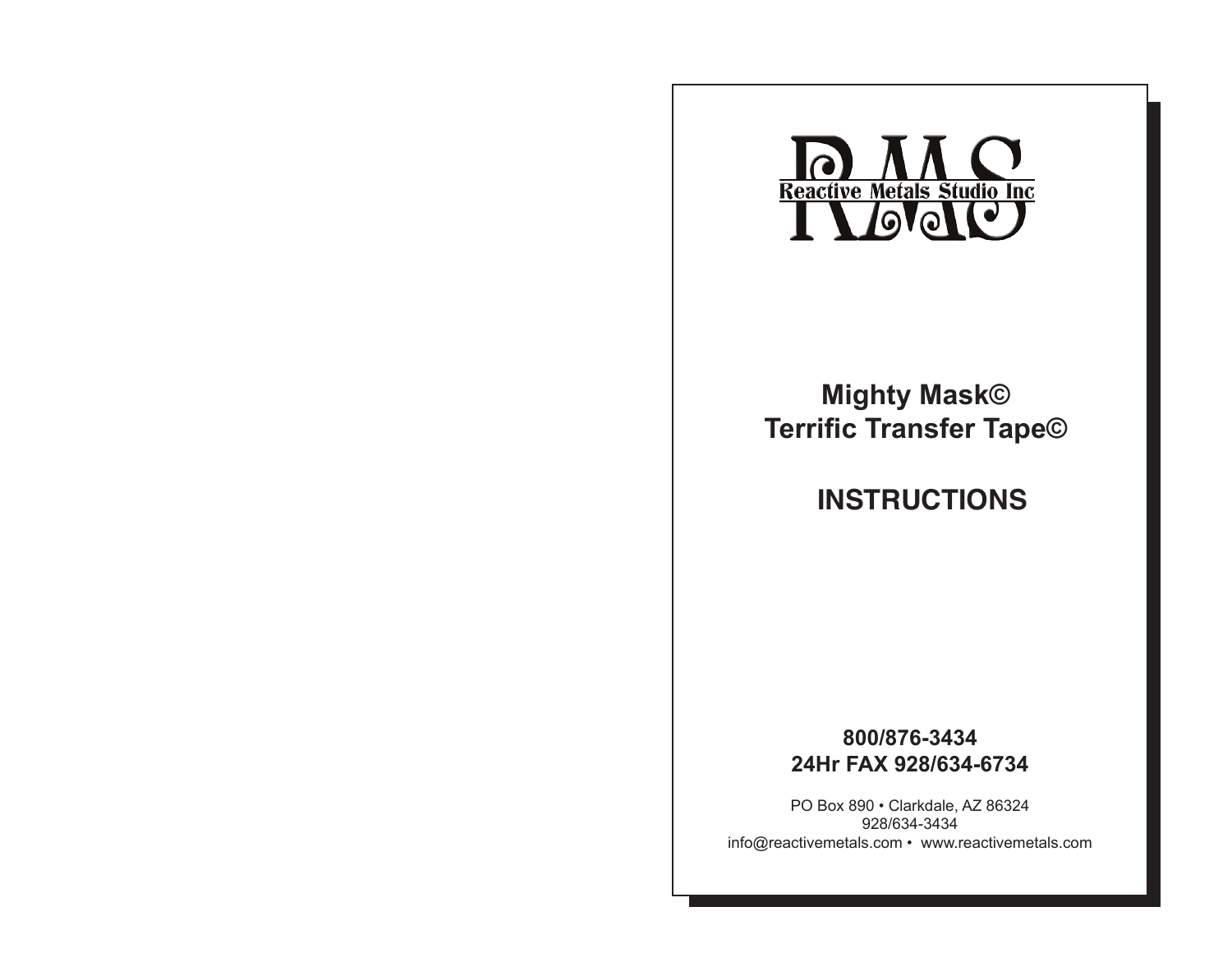RMS
Reactive Metals Studio Inc

# Mighty Mask©
# Terrific Transfer Tape©

# INSTRUCTIONS

**800/876-3434**
**24Hr FAX 928/634-6734**

PO Box 890 • Clarkdale, AZ 86324
928/634-3434
info@reactivemetals.com • www.reactivemetals.com